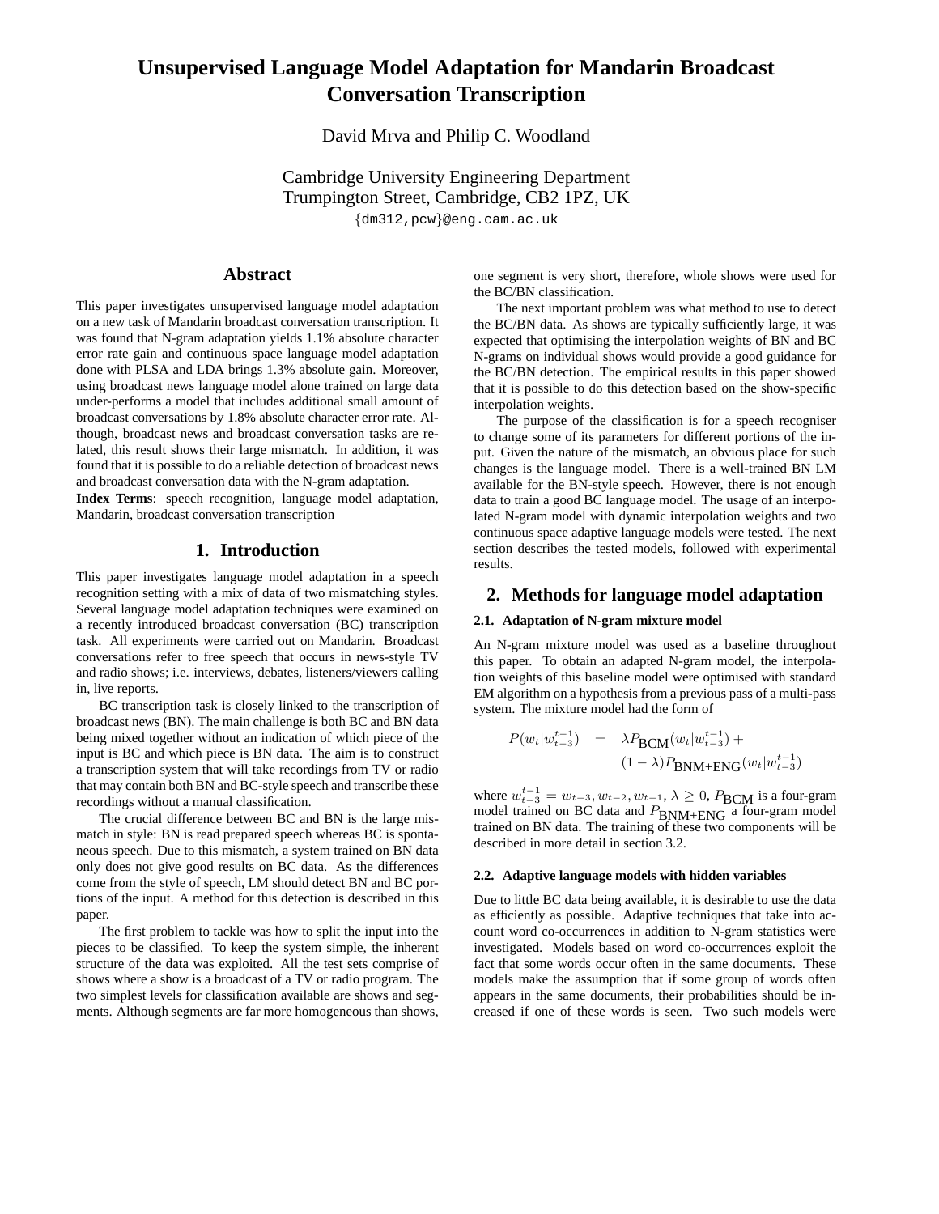# Unsupervised Language Model Adaptation for Mandarin Broadcast Conversation Transcription

David Mrva and Philip C. Woodland

Cambridge University Engineering Department
Trumpington Street, Cambridge, CB2 1PZ, UK
{dm312,pcw}@eng.cam.ac.uk

## Abstract

This paper investigates unsupervised language model adaptation on a new task of Mandarin broadcast conversation transcription. It was found that N-gram adaptation yields 1.1% absolute character error rate gain and continuous space language model adaptation done with PLSA and LDA brings 1.3% absolute gain. Moreover, using broadcast news language model alone trained on large data under-performs a model that includes additional small amount of broadcast conversations by 1.8% absolute character error rate. Although, broadcast news and broadcast conversation tasks are related, this result shows their large mismatch. In addition, it was found that it is possible to do a reliable detection of broadcast news and broadcast conversation data with the N-gram adaptation.

**Index Terms**: speech recognition, language model adaptation, Mandarin, broadcast conversation transcription

## 1. Introduction

This paper investigates language model adaptation in a speech recognition setting with a mix of data of two mismatching styles. Several language model adaptation techniques were examined on a recently introduced broadcast conversation (BC) transcription task. All experiments were carried out on Mandarin. Broadcast conversations refer to free speech that occurs in news-style TV and radio shows; i.e. interviews, debates, listeners/viewers calling in, live reports.

BC transcription task is closely linked to the transcription of broadcast news (BN). The main challenge is both BC and BN data being mixed together without an indication of which piece of the input is BC and which piece is BN data. The aim is to construct a transcription system that will take recordings from TV or radio that may contain both BN and BC-style speech and transcribe these recordings without a manual classification.

The crucial difference between BC and BN is the large mismatch in style: BN is read prepared speech whereas BC is spontaneous speech. Due to this mismatch, a system trained on BN data only does not give good results on BC data. As the differences come from the style of speech, LM should detect BN and BC portions of the input. A method for this detection is described in this paper.

The first problem to tackle was how to split the input into the pieces to be classified. To keep the system simple, the inherent structure of the data was exploited. All the test sets comprise of shows where a show is a broadcast of a TV or radio program. The two simplest levels for classification available are shows and segments. Although segments are far more homogeneous than shows, one segment is very short, therefore, whole shows were used for the BC/BN classification.

The next important problem was what method to use to detect the BC/BN data. As shows are typically sufficiently large, it was expected that optimising the interpolation weights of BN and BC N-grams on individual shows would provide a good guidance for the BC/BN detection. The empirical results in this paper showed that it is possible to do this detection based on the show-specific interpolation weights.

The purpose of the classification is for a speech recogniser to change some of its parameters for different portions of the input. Given the nature of the mismatch, an obvious place for such changes is the language model. There is a well-trained BN LM available for the BN-style speech. However, there is not enough data to train a good BC language model. The usage of an interpolated N-gram model with dynamic interpolation weights and two continuous space adaptive language models were tested. The next section describes the tested models, followed with experimental results.

## 2. Methods for language model adaptation

### 2.1. Adaptation of N-gram mixture model

An N-gram mixture model was used as a baseline throughout this paper. To obtain an adapted N-gram model, the interpolation weights of this baseline model were optimised with standard EM algorithm on a hypothesis from a previous pass of a multi-pass system. The mixture model had the form of

$$P(w_t|w_{t-3}^{t-1}) = \lambda P_{\text{BCM}}(w_t|w_{t-3}^{t-1}) + (1-\lambda)P_{\text{BNM+ENG}}(w_t|w_{t-3}^{t-1})$$

where $w_{t-3}^{t-1} = w_{t-3}, w_{t-2}, w_{t-1}$, $\lambda \geq 0$, $P_{\text{BCM}}$ is a four-gram model trained on BC data and $P_{\text{BNM+ENG}}$ a four-gram model trained on BN data. The training of these two components will be described in more detail in section 3.2.

### 2.2. Adaptive language models with hidden variables

Due to little BC data being available, it is desirable to use the data as efficiently as possible. Adaptive techniques that take into account word co-occurrences in addition to N-gram statistics were investigated. Models based on word co-occurrences exploit the fact that some words occur often in the same documents. These models make the assumption that if some group of words often appears in the same documents, their probabilities should be increased if one of these words is seen. Two such models were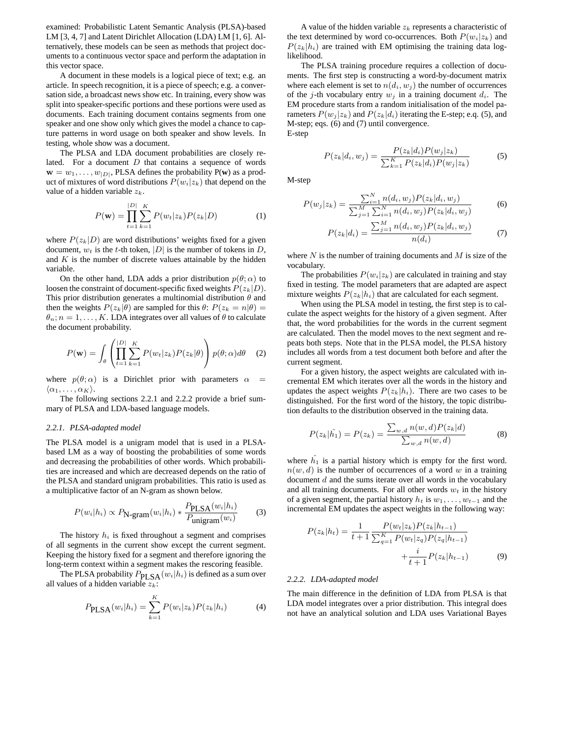examined: Probabilistic Latent Semantic Analysis (PLSA)-based LM [3, 4, 7] and Latent Dirichlet Allocation (LDA) LM [1, 6]. Alternatively, these models can be seen as methods that project documents to a continuous vector space and perform the adaptation in this vector space.

A document in these models is a logical piece of text; e.g. an article. In speech recognition, it is a piece of speech; e.g. a conversation side, a broadcast news show etc. In training, every show was split into speaker-specific portions and these portions were used as documents. Each training document contains segments from one speaker and one show only which gives the model a chance to capture patterns in word usage on both speaker and show levels. In testing, whole show was a document.

The PLSA and LDA document probabilities are closely related. For a document $D$ that contains a sequence of words $\mathbf{w} = w_1, \ldots, w_{|D|}$, PLSA defines the probability P(**w**) as a product of mixtures of word distributions $P(w_i|z_k)$ that depend on the value of a hidden variable $z_k$.

$$P(\mathbf{w}) = \prod_{t=1}^{|D|} \sum_{k=1}^{K} P(w_t|z_k)P(z_k|D) \tag{1}$$

where $P(z_k|D)$ are word distributions' weights fixed for a given document, $w_t$ is the $t$-th token, $|D|$ is the number of tokens in $D$, and $K$ is the number of discrete values attainable by the hidden variable.

On the other hand, LDA adds a prior distribution $p(\theta;\alpha)$ to loosen the constraint of document-specific fixed weights $P(z_k|D)$. This prior distribution generates a multinomial distribution $\theta$ and then the weights $P(z_k|\theta)$ are sampled for this $\theta$: $P(z_k = n|\theta) = \theta_n; n = 1, \ldots, K$. LDA integrates over all values of $\theta$ to calculate the document probability.

$$P(\mathbf{w}) = \int_\theta \left( \prod_{t=1}^{|D|} \sum_{k=1}^{K} P(w_t|z_k)P(z_k|\theta) \right) p(\theta;\alpha) d\theta \tag{2}$$

where $p(\theta;\alpha)$ is a Dirichlet prior with parameters $\alpha = \langle \alpha_1, \ldots, \alpha_K \rangle$.

The following sections 2.2.1 and 2.2.2 provide a brief summary of PLSA and LDA-based language models.

### 2.2.1. PLSA-adapted model

The PLSA model is a unigram model that is used in a PLSA-based LM as a way of boosting the probabilities of some words and decreasing the probabilities of other words. Which probabilities are increased and which are decreased depends on the ratio of the PLSA and standard unigram probabilities. This ratio is used as a multiplicative factor of an N-gram as shown below.

$$P(w_i|h_i) \propto P_{\text{N-gram}}(w_i|h_i) * \frac{P_{\text{PLSA}}(w_i|h_i)}{P_{\text{unigram}}(w_i)} \tag{3}$$

The history $h_i$ is fixed throughout a segment and comprises of all segments in the current show except the current segment. Keeping the history fixed for a segment and therefore ignoring the long-term context within a segment makes the rescoring feasible.

The PLSA probability $P_{\text{PLSA}}(w_i|h_i)$ is defined as a sum over all values of a hidden variable $z_k$:

$$P_{\text{PLSA}}(w_i|h_i) = \sum_{k=1}^{K} P(w_i|z_k)P(z_k|h_i) \tag{4}$$

A value of the hidden variable $z_k$ represents a characteristic of the text determined by word co-occurrences. Both $P(w_i|z_k)$ and $P(z_k|h_i)$ are trained with EM optimising the training data log-likelihood.

The PLSA training procedure requires a collection of documents. The first step is constructing a word-by-document matrix where each element is set to $n(d_i, w_j)$ the number of occurrences of the $j$-th vocabulary entry $w_j$ in a training document $d_i$. The EM procedure starts from a random initialisation of the model parameters $P(w_j|z_k)$ and $P(z_k|d_i)$ iterating the E-step; e.q. (5), and M-step; eqs. (6) and (7) until convergence.

E-step

$$P(z_k|d_i, w_j) = \frac{P(z_k|d_i)P(w_j|z_k)}{\sum_{k=1}^{K} P(z_k|d_i)P(w_j|z_k)} \tag{5}$$

M-step

$$P(w_j|z_k) = \frac{\sum_{i=1}^{N} n(d_i, w_j)P(z_k|d_i, w_j)}{\sum_{j=1}^{M}\sum_{i=1}^{N} n(d_i, w_j)P(z_k|d_i, w_j)} \tag{6}$$

$$P(z_k|d_i) = \frac{\sum_{j=1}^{M} n(d_i, w_j)P(z_k|d_i, w_j)}{n(d_i)} \tag{7}$$

where $N$ is the number of training documents and $M$ is size of the vocabulary.

The probabilities $P(w_i|z_k)$ are calculated in training and stay fixed in testing. The model parameters that are adapted are aspect mixture weights $P(z_k|h_i)$ that are calculated for each segment.

When using the PLSA model in testing, the first step is to calculate the aspect weights for the history of a given segment. After that, the word probabilities for the words in the current segment are calculated. Then the model moves to the next segment and repeats both steps. Note that in the PLSA model, the PLSA history includes all words from a test document both before and after the current segment.

For a given history, the aspect weights are calculated with incremental EM which iterates over all the words in the history and updates the aspect weights $P(z_k|h_i)$. There are two cases to be distinguished. For the first word of the history, the topic distribution defaults to the distribution observed in the training data.

$$P(z_k|\hat{h_1}) = P(z_k) = \frac{\sum_{w,d} n(w,d)P(z_k|d)}{\sum_{w,d} n(w,d)} \tag{8}$$

where $\hat{h_1}$ is a partial history which is empty for the first word. $n(w,d)$ is the number of occurrences of a word $w$ in a training document $d$ and the sums iterate over all words in the vocabulary and all training documents. For all other words $w_t$ in the history of a given segment, the partial history $h_t$ is $w_1, \ldots, w_{t-1}$ and the incremental EM updates the aspect weights in the following way:

$$P(z_k|h_t) = \frac{1}{t+1} \frac{P(w_t|z_k)P(z_k|h_{t-1})}{\sum_{q=1}^{K} P(w_t|z_q)P(z_q|h_{t-1})} + \frac{i}{t+1} P(z_k|h_{t-1}) \tag{9}$$

### 2.2.2. LDA-adapted model

The main difference in the definition of LDA from PLSA is that LDA model integrates over a prior distribution. This integral does not have an analytical solution and LDA uses Variational Bayes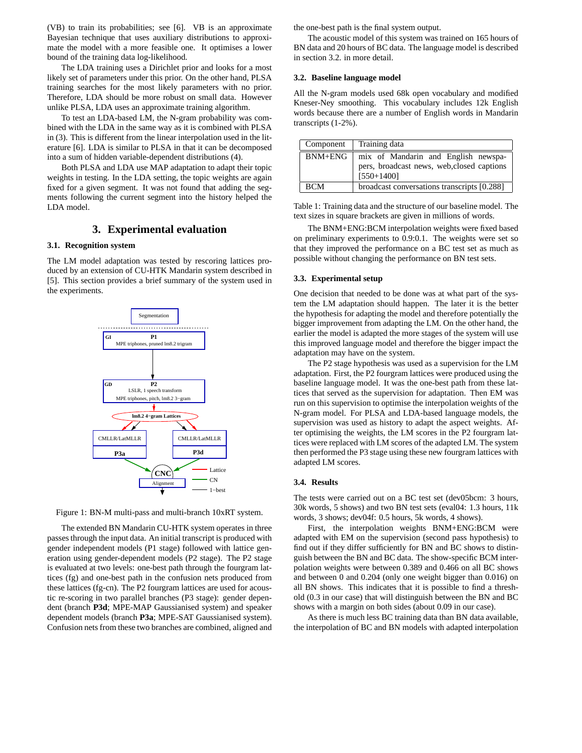(VB) to train its probabilities; see [6]. VB is an approximate Bayesian technique that uses auxiliary distributions to approximate the model with a more feasible one. It optimises a lower bound of the training data log-likelihood.

The LDA training uses a Dirichlet prior and looks for a most likely set of parameters under this prior. On the other hand, PLSA training searches for the most likely parameters with no prior. Therefore, LDA should be more robust on small data. However unlike PLSA, LDA uses an approximate training algorithm.

To test an LDA-based LM, the N-gram probability was combined with the LDA in the same way as it is combined with PLSA in (3). This is different from the linear interpolation used in the literature [6]. LDA is similar to PLSA in that it can be decomposed into a sum of hidden variable-dependent distributions (4).

Both PLSA and LDA use MAP adaptation to adapt their topic weights in testing. In the LDA setting, the topic weights are again fixed for a given segment. It was not found that adding the segments following the current segment into the history helped the LDA model.

# 3. Experimental evaluation

## 3.1. Recognition system

The LM model adaptation was tested by rescoring lattices produced by an extension of CU-HTK Mandarin system described in [5]. This section provides a brief summary of the system used in the experiments.

Figure 1: BN-M multi-pass and multi-branch 10xRT system.

The extended BN Mandarin CU-HTK system operates in three passes through the input data. An initial transcript is produced with gender independent models (P1 stage) followed with lattice generation using gender-dependent models (P2 stage). The P2 stage is evaluated at two levels: one-best path through the fourgram lattices (fg) and one-best path in the confusion nets produced from these lattices (fg-cn). The P2 fourgram lattices are used for acoustic re-scoring in two parallel branches (P3 stage): gender dependent (branch **P3d**; MPE-MAP Gaussianised system) and speaker dependent models (branch **P3a**; MPE-SAT Gaussianised system). Confusion nets from these two branches are combined, aligned and the one-best path is the final system output.

The acoustic model of this system was trained on 165 hours of BN data and 20 hours of BC data. The language model is described in section 3.2. in more detail.

## 3.2. Baseline language model

All the N-gram models used 68k open vocabulary and modified Kneser-Ney smoothing. This vocabulary includes 12k English words because there are a number of English words in Mandarin transcripts (1-2%).

| Component | Training data |
|---|---|
| BNM+ENG | mix of Mandarin and English newspapers, broadcast news, web,closed captions [550+1400] |
| BCM | broadcast conversations transcripts [0.288] |

Table 1: Training data and the structure of our baseline model. The text sizes in square brackets are given in millions of words.

The BNM+ENG:BCM interpolation weights were fixed based on preliminary experiments to 0.9:0.1. The weights were set so that they improved the performance on a BC test set as much as possible without changing the performance on BN test sets.

## 3.3. Experimental setup

One decision that needed to be done was at what part of the system the LM adaptation should happen. The later it is the better the hypothesis for adapting the model and therefore potentially the bigger improvement from adapting the LM. On the other hand, the earlier the model is adapted the more stages of the system will use this improved language model and therefore the bigger impact the adaptation may have on the system.

The P2 stage hypothesis was used as a supervision for the LM adaptation. First, the P2 fourgram lattices were produced using the baseline language model. It was the one-best path from these lattices that served as the supervision for adaptation. Then EM was run on this supervision to optimise the interpolation weights of the N-gram model. For PLSA and LDA-based language models, the supervision was used as history to adapt the aspect weights. After optimising the weights, the LM scores in the P2 fourgram lattices were replaced with LM scores of the adapted LM. The system then performed the P3 stage using these new fourgram lattices with adapted LM scores.

## 3.4. Results

The tests were carried out on a BC test set (dev05bcm: 3 hours, 30k words, 5 shows) and two BN test sets (eval04: 1.3 hours, 11k words, 3 shows; dev04f: 0.5 hours, 5k words, 4 shows).

First, the interpolation weights BNM+ENG:BCM were adapted with EM on the supervision (second pass hypothesis) to find out if they differ sufficiently for BN and BC shows to distinguish between the BN and BC data. The show-specific BCM interpolation weights were between 0.389 and 0.466 on all BC shows and between 0 and 0.204 (only one weight bigger than 0.016) on all BN shows. This indicates that it is possible to find a threshold (0.3 in our case) that will distinguish between the BN and BC shows with a margin on both sides (about 0.09 in our case).

As there is much less BC training data than BN data available, the interpolation of BC and BN models with adapted interpolation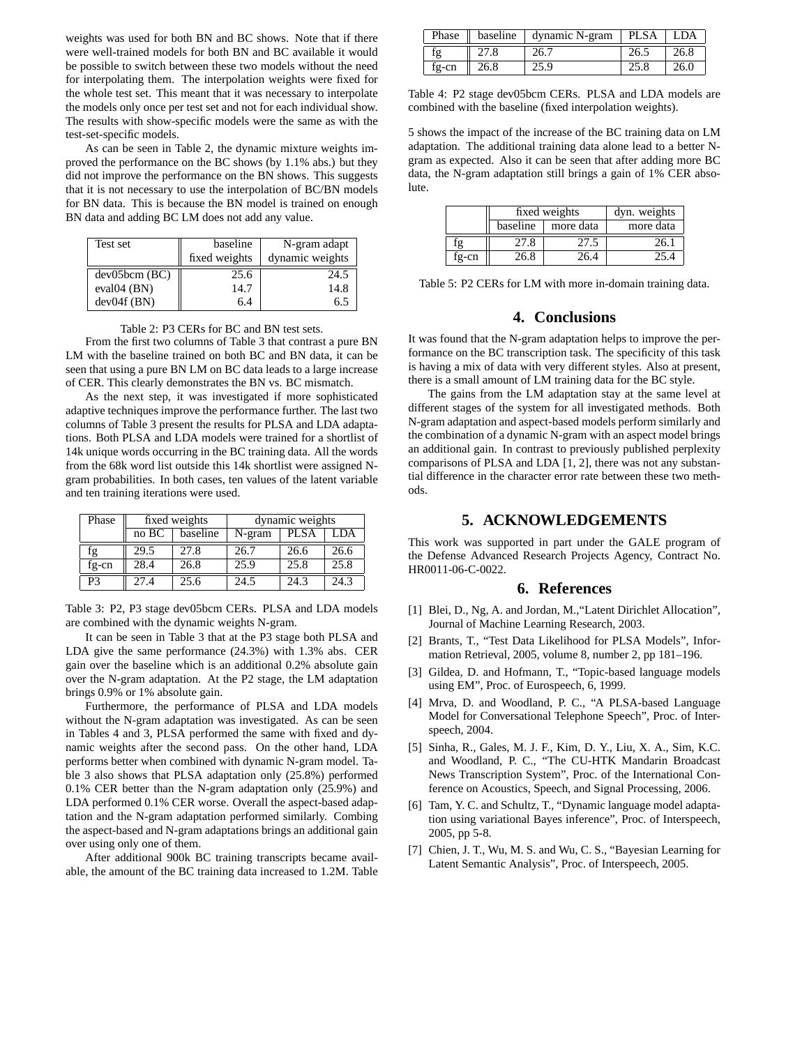weights was used for both BN and BC shows. Note that if there were well-trained models for both BN and BC available it would be possible to switch between these two models without the need for interpolating them. The interpolation weights were fixed for the whole test set. This meant that it was necessary to interpolate the models only once per test set and not for each individual show. The results with show-specific models were the same as with the test-set-specific models.

As can be seen in Table 2, the dynamic mixture weights improved the performance on the BC shows (by 1.1% abs.) but they did not improve the performance on the BN shows. This suggests that it is not necessary to use the interpolation of BC/BN models for BN data. This is because the BN model is trained on enough BN data and adding BC LM does not add any value.

| Test set | baseline | N-gram adapt |
|---|---|---|
| | fixed weights | dynamic weights |
| dev05bcm (BC) | 25.6 | 24.5 |
| eval04 (BN) | 14.7 | 14.8 |
| dev04f (BN) | 6.4 | 6.5 |

Table 2: P3 CERs for BC and BN test sets.

From the first two columns of Table 3 that contrast a pure BN LM with the baseline trained on both BC and BN data, it can be seen that using a pure BN LM on BC data leads to a large increase of CER. This clearly demonstrates the BN vs. BC mismatch.

As the next step, it was investigated if more sophisticated adaptive techniques improve the performance further. The last two columns of Table 3 present the results for PLSA and LDA adaptations. Both PLSA and LDA models were trained for a shortlist of 14k unique words occurring in the BC training data. All the words from the 68k word list outside this 14k shortlist were assigned N-gram probabilities. In both cases, ten values of the latent variable and ten training iterations were used.

| Phase | fixed weights | | dynamic weights | | |
|---|---|---|---|---|---|
| | no BC | baseline | N-gram | PLSA | LDA |
| fg | 29.5 | 27.8 | 26.7 | 26.6 | 26.6 |
| fg-cn | 28.4 | 26.8 | 25.9 | 25.8 | 25.8 |
| P3 | 27.4 | 25.6 | 24.5 | 24.3 | 24.3 |

Table 3: P2, P3 stage dev05bcm CERs. PLSA and LDA models are combined with the dynamic weights N-gram.

It can be seen in Table 3 that at the P3 stage both PLSA and LDA give the same performance (24.3%) with 1.3% abs. CER gain over the baseline which is an additional 0.2% absolute gain over the N-gram adaptation. At the P2 stage, the LM adaptation brings 0.9% or 1% absolute gain.

Furthermore, the performance of PLSA and LDA models without the N-gram adaptation was investigated. As can be seen in Tables 4 and 3, PLSA performed the same with fixed and dynamic weights after the second pass. On the other hand, LDA performs better when combined with dynamic N-gram model. Table 3 also shows that PLSA adaptation only (25.8%) performed 0.1% CER better than the N-gram adaptation only (25.9%) and LDA performed 0.1% CER worse. Overall the aspect-based adaptation and the N-gram adaptation performed similarly. Combing the aspect-based and N-gram adaptations brings an additional gain over using only one of them.

After additional 900k BC training transcripts became available, the amount of the BC training data increased to 1.2M. Table 5 shows the impact of the increase of the BC training data on LM adaptation. The additional training data alone lead to a better N-gram as expected. Also it can be seen that after adding more BC data, the N-gram adaptation still brings a gain of 1% CER absolute.

| Phase | baseline | dynamic N-gram | PLSA | LDA |
|---|---|---|---|---|
| fg | 27.8 | 26.7 | 26.5 | 26.8 |
| fg-cn | 26.8 | 25.9 | 25.8 | 26.0 |

Table 4: P2 stage dev05bcm CERs. PLSA and LDA models are combined with the baseline (fixed interpolation weights).

| | fixed weights | | dyn. weights |
|---|---|---|---|
| | baseline | more data | more data |
| fg | 27.8 | 27.5 | 26.1 |
| fg-cn | 26.8 | 26.4 | 25.4 |

Table 5: P2 CERs for LM with more in-domain training data.

## 4. Conclusions

It was found that the N-gram adaptation helps to improve the performance on the BC transcription task. The specificity of this task is having a mix of data with very different styles. Also at present, there is a small amount of LM training data for the BC style.

The gains from the LM adaptation stay at the same level at different stages of the system for all investigated methods. Both N-gram adaptation and aspect-based models perform similarly and the combination of a dynamic N-gram with an aspect model brings an additional gain. In contrast to previously published perplexity comparisons of PLSA and LDA [1, 2], there was not any substantial difference in the character error rate between these two methods.

## 5. ACKNOWLEDGEMENTS

This work was supported in part under the GALE program of the Defense Advanced Research Projects Agency, Contract No. HR0011-06-C-0022.

## 6. References

[1] Blei, D., Ng, A. and Jordan, M.,"Latent Dirichlet Allocation", Journal of Machine Learning Research, 2003.

[2] Brants, T., "Test Data Likelihood for PLSA Models", Information Retrieval, 2005, volume 8, number 2, pp 181–196.

[3] Gildea, D. and Hofmann, T., "Topic-based language models using EM", Proc. of Eurospeech, 6, 1999.

[4] Mrva, D. and Woodland, P. C., "A PLSA-based Language Model for Conversational Telephone Speech", Proc. of Interspeech, 2004.

[5] Sinha, R., Gales, M. J. F., Kim, D. Y., Liu, X. A., Sim, K.C. and Woodland, P. C., "The CU-HTK Mandarin Broadcast News Transcription System", Proc. of the International Conference on Acoustics, Speech, and Signal Processing, 2006.

[6] Tam, Y. C. and Schultz, T., "Dynamic language model adaptation using variational Bayes inference", Proc. of Interspeech, 2005, pp 5-8.

[7] Chien, J. T., Wu, M. S. and Wu, C. S., "Bayesian Learning for Latent Semantic Analysis", Proc. of Interspeech, 2005.